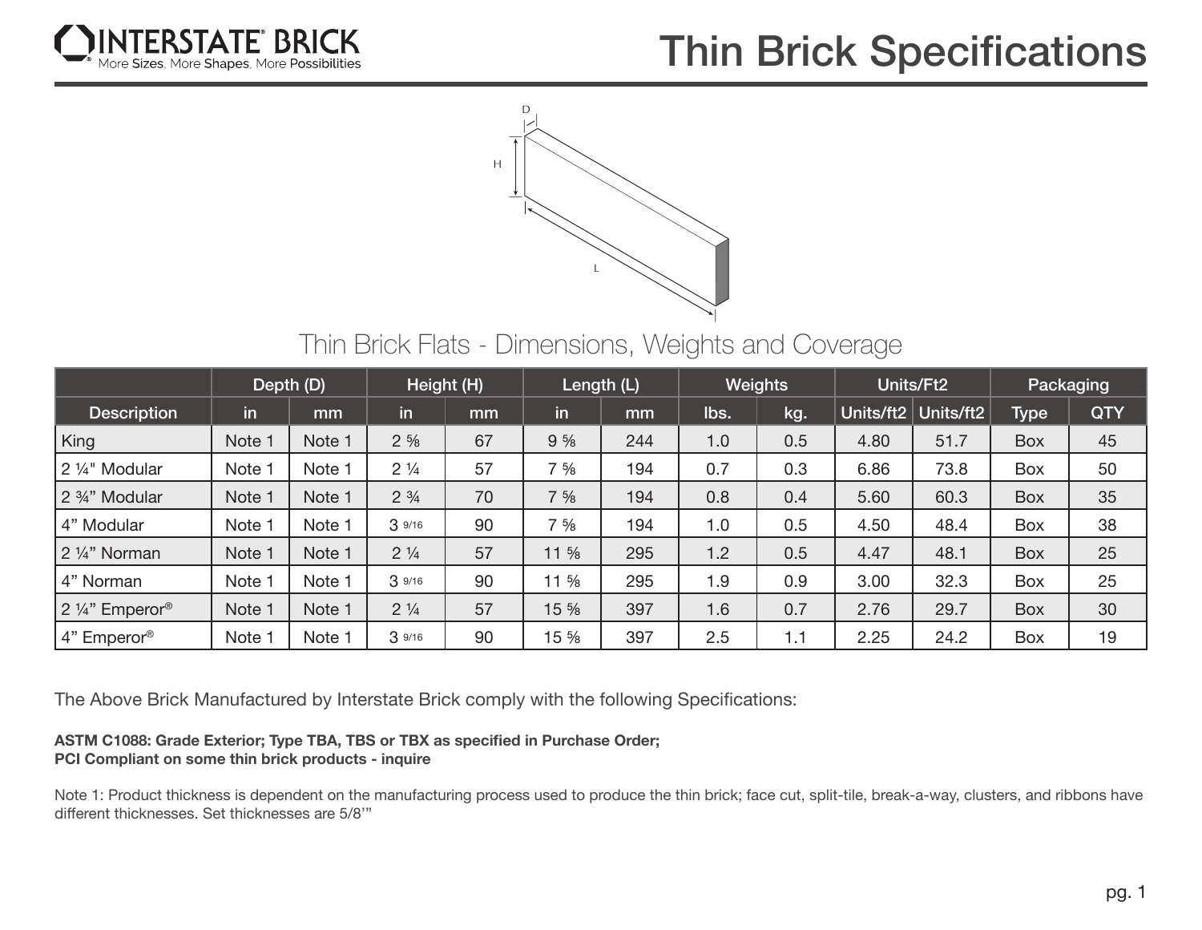# INTERSTATE BRICK

More Sizes, More Shapes, More Possibilities

# Thin Brick Specifications

D

H

L

## Thin Brick Flats - Dimensions, Weights and Coverage

| | Depth (D) | | Height (H) | | Length (L) | | Weights | | Units/Ft2 | | Packaging | |
|---|---|---|---|---|---|---|---|---|---|---|---|---|
| Description | in | mm | in | mm | in | mm | lbs. | kg. | Units/ft2 | Units/ft2 | Type | QTY |
| King | Note 1 | Note 1 | 2 ⅝ | 67 | 9 ⅝ | 244 | 1.0 | 0.5 | 4.80 | 51.7 | Box | 45 |
| 2 ¼" Modular | Note 1 | Note 1 | 2 ¼ | 57 | 7 ⅝ | 194 | 0.7 | 0.3 | 6.86 | 73.8 | Box | 50 |
| 2 ¾" Modular | Note 1 | Note 1 | 2 ¾ | 70 | 7 ⅝ | 194 | 0.8 | 0.4 | 5.60 | 60.3 | Box | 35 |
| 4" Modular | Note 1 | Note 1 | 3 9/16 | 90 | 7 ⅝ | 194 | 1.0 | 0.5 | 4.50 | 48.4 | Box | 38 |
| 2 ¼" Norman | Note 1 | Note 1 | 2 ¼ | 57 | 11 ⅝ | 295 | 1.2 | 0.5 | 4.47 | 48.1 | Box | 25 |
| 4" Norman | Note 1 | Note 1 | 3 9/16 | 90 | 11 ⅝ | 295 | 1.9 | 0.9 | 3.00 | 32.3 | Box | 25 |
| 2 ¼" Emperor® | Note 1 | Note 1 | 2 ¼ | 57 | 15 ⅝ | 397 | 1.6 | 0.7 | 2.76 | 29.7 | Box | 30 |
| 4" Emperor® | Note 1 | Note 1 | 3 9/16 | 90 | 15 ⅝ | 397 | 2.5 | 1.1 | 2.25 | 24.2 | Box | 19 |

The Above Brick Manufactured by Interstate Brick comply with the following Specifications:

**ASTM C1088: Grade Exterior; Type TBA, TBS or TBX as specified in Purchase Order;**
**PCI Compliant on some thin brick products - inquire**

Note 1: Product thickness is dependent on the manufacturing process used to produce the thin brick; face cut, split-tile, break-a-way, clusters, and ribbons have different thicknesses. Set thicknesses are 5/8'"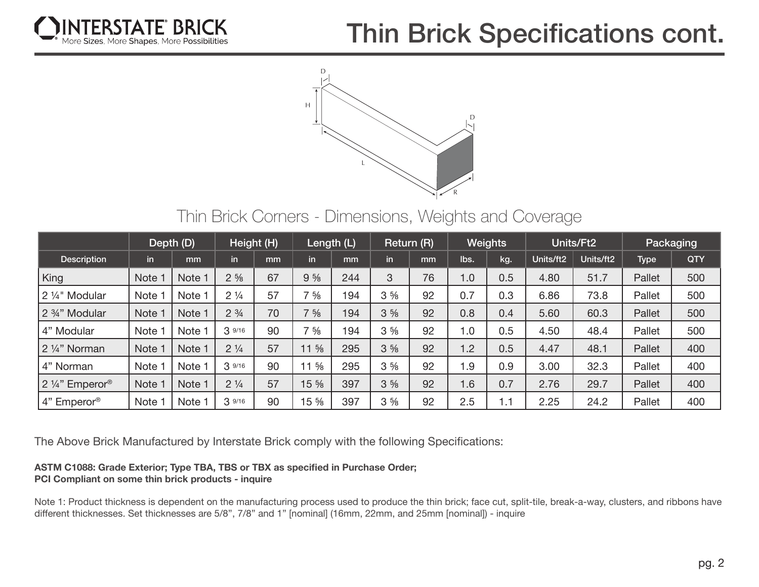# Thin Brick Specifications cont.

D
H
D
L
R

## Thin Brick Corners - Dimensions, Weights and Coverage

| | Depth (D) | | Height (H) | | Length (L) | | Return (R) | | Weights | | Units/Ft2 | | Packaging | |
|---|---|---|---|---|---|---|---|---|---|---|---|---|---|---|
| Description | in | mm | in | mm | in | mm | in | mm | lbs. | kg. | Units/ft2 | Units/ft2 | Type | QTY |
| King | Note 1 | Note 1 | 2 ⅝ | 67 | 9 ⅝ | 244 | 3 | 76 | 1.0 | 0.5 | 4.80 | 51.7 | Pallet | 500 |
| 2 ¼" Modular | Note 1 | Note 1 | 2 ¼ | 57 | 7 ⅝ | 194 | 3 ⅝ | 92 | 0.7 | 0.3 | 6.86 | 73.8 | Pallet | 500 |
| 2 ¾" Modular | Note 1 | Note 1 | 2 ¾ | 70 | 7 ⅝ | 194 | 3 ⅝ | 92 | 0.8 | 0.4 | 5.60 | 60.3 | Pallet | 500 |
| 4" Modular | Note 1 | Note 1 | 3 9/16 | 90 | 7 ⅝ | 194 | 3 ⅝ | 92 | 1.0 | 0.5 | 4.50 | 48.4 | Pallet | 500 |
| 2 ¼" Norman | Note 1 | Note 1 | 2 ¼ | 57 | 11 ⅝ | 295 | 3 ⅝ | 92 | 1.2 | 0.5 | 4.47 | 48.1 | Pallet | 400 |
| 4" Norman | Note 1 | Note 1 | 3 9/16 | 90 | 11 ⅝ | 295 | 3 ⅝ | 92 | 1.9 | 0.9 | 3.00 | 32.3 | Pallet | 400 |
| 2 ¼" Emperor® | Note 1 | Note 1 | 2 ¼ | 57 | 15 ⅝ | 397 | 3 ⅝ | 92 | 1.6 | 0.7 | 2.76 | 29.7 | Pallet | 400 |
| 4" Emperor® | Note 1 | Note 1 | 3 9/16 | 90 | 15 ⅝ | 397 | 3 ⅝ | 92 | 2.5 | 1.1 | 2.25 | 24.2 | Pallet | 400 |

The Above Brick Manufactured by Interstate Brick comply with the following Specifications:

**ASTM C1088: Grade Exterior; Type TBA, TBS or TBX as specified in Purchase Order;**
**PCI Compliant on some thin brick products - inquire**

Note 1: Product thickness is dependent on the manufacturing process used to produce the thin brick; face cut, split-tile, break-a-way, clusters, and ribbons have different thicknesses. Set thicknesses are 5/8", 7/8" and 1" [nominal] (16mm, 22mm, and 25mm [nominal]) - inquire